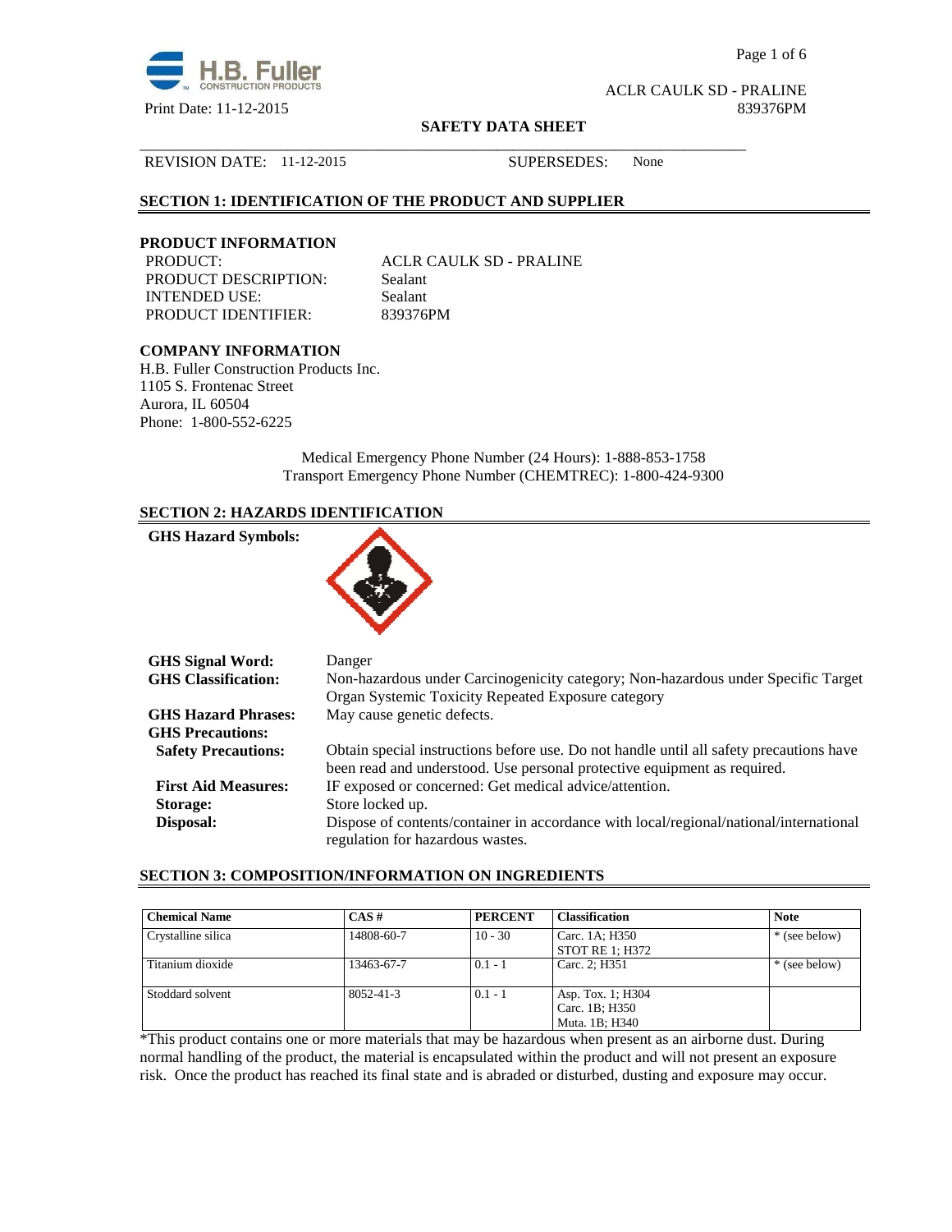ACLR CAULK SD - PRALINE
839376PM

Print Date: 11-12-2015

**SAFETY DATA SHEET**

REVISION DATE: 11-12-2015 SUPERSEDES: None

## SECTION 1: IDENTIFICATION OF THE PRODUCT AND SUPPLIER

### PRODUCT INFORMATION

PRODUCT: ACLR CAULK SD - PRALINE
PRODUCT DESCRIPTION: Sealant
INTENDED USE: Sealant
PRODUCT IDENTIFIER: 839376PM

### COMPANY INFORMATION

H.B. Fuller Construction Products Inc.
1105 S. Frontenac Street
Aurora, IL 60504
Phone: 1-800-552-6225

Medical Emergency Phone Number (24 Hours): 1-888-853-1758
Transport Emergency Phone Number (CHEMTREC): 1-800-424-9300

## SECTION 2: HAZARDS IDENTIFICATION

**GHS Hazard Symbols:**

**GHS Signal Word:** Danger

**GHS Classification:** Non-hazardous under Carcinogenicity category; Non-hazardous under Specific Target Organ Systemic Toxicity Repeated Exposure category

**GHS Hazard Phrases:** May cause genetic defects.

**GHS Precautions:**

**Safety Precautions:** Obtain special instructions before use. Do not handle until all safety precautions have been read and understood. Use personal protective equipment as required.

**First Aid Measures:** IF exposed or concerned: Get medical advice/attention.

**Storage:** Store locked up.

**Disposal:** Dispose of contents/container in accordance with local/regional/national/international regulation for hazardous wastes.

## SECTION 3: COMPOSITION/INFORMATION ON INGREDIENTS

| Chemical Name | CAS # | PERCENT | Classification | Note |
|---|---|---|---|---|
| Crystalline silica | 14808-60-7 | 10 - 30 | Carc. 1A; H350<br>STOT RE 1; H372 | * (see below) |
| Titanium dioxide | 13463-67-7 | 0.1 - 1 | Carc. 2; H351 | * (see below) |
| Stoddard solvent | 8052-41-3 | 0.1 - 1 | Asp. Tox. 1; H304<br>Carc. 1B; H350<br>Muta. 1B; H340 | |

*This product contains one or more materials that may be hazardous when present as an airborne dust. During normal handling of the product, the material is encapsulated within the product and will not present an exposure risk. Once the product has reached its final state and is abraded or disturbed, dusting and exposure may occur.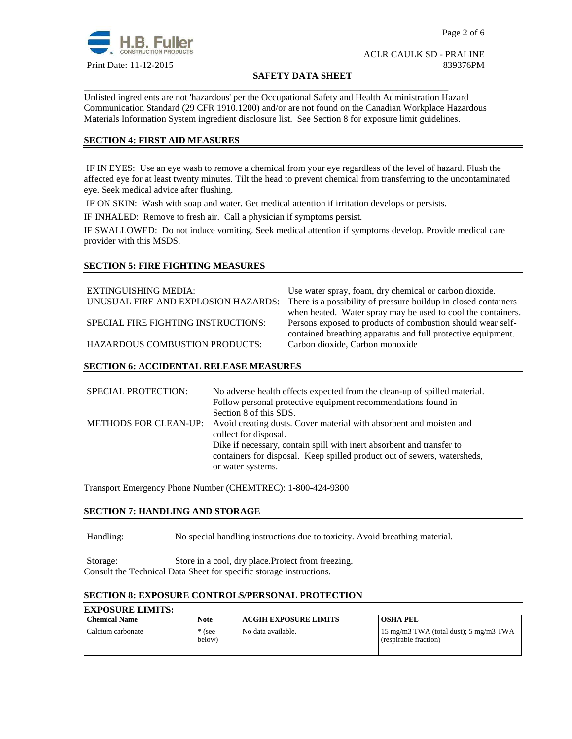Unlisted ingredients are not 'hazardous' per the Occupational Safety and Health Administration Hazard Communication Standard (29 CFR 1910.1200) and/or are not found on the Canadian Workplace Hazardous Materials Information System ingredient disclosure list. See Section 8 for exposure limit guidelines.

## SECTION 4: FIRST AID MEASURES

IF IN EYES: Use an eye wash to remove a chemical from your eye regardless of the level of hazard. Flush the affected eye for at least twenty minutes. Tilt the head to prevent chemical from transferring to the uncontaminated eye. Seek medical advice after flushing.

IF ON SKIN: Wash with soap and water. Get medical attention if irritation develops or persists.

IF INHALED: Remove to fresh air. Call a physician if symptoms persist.

IF SWALLOWED: Do not induce vomiting. Seek medical attention if symptoms develop. Provide medical care provider with this MSDS.

## SECTION 5: FIRE FIGHTING MEASURES

EXTINGUISHING MEDIA: Use water spray, foam, dry chemical or carbon dioxide.

UNUSUAL FIRE AND EXPLOSION HAZARDS: There is a possibility of pressure buildup in closed containers when heated. Water spray may be used to cool the containers.

SPECIAL FIRE FIGHTING INSTRUCTIONS: Persons exposed to products of combustion should wear self-contained breathing apparatus and full protective equipment.

HAZARDOUS COMBUSTION PRODUCTS: Carbon dioxide, Carbon monoxide

## SECTION 6: ACCIDENTAL RELEASE MEASURES

SPECIAL PROTECTION: No adverse health effects expected from the clean-up of spilled material. Follow personal protective equipment recommendations found in Section 8 of this SDS.

METHODS FOR CLEAN-UP: Avoid creating dusts. Cover material with absorbent and moisten and collect for disposal.
Dike if necessary, contain spill with inert absorbent and transfer to containers for disposal. Keep spilled product out of sewers, watersheds, or water systems.

Transport Emergency Phone Number (CHEMTREC): 1-800-424-9300

## SECTION 7: HANDLING AND STORAGE

Handling: No special handling instructions due to toxicity. Avoid breathing material.

Storage: Store in a cool, dry place.Protect from freezing.
Consult the Technical Data Sheet for specific storage instructions.

## SECTION 8: EXPOSURE CONTROLS/PERSONAL PROTECTION

**EXPOSURE LIMITS:**

| Chemical Name | Note | ACGIH EXPOSURE LIMITS | OSHA PEL |
|---|---|---|---|
| Calcium carbonate | * (see below) | No data available. | 15 mg/m3 TWA (total dust); 5 mg/m3 TWA (respirable fraction) |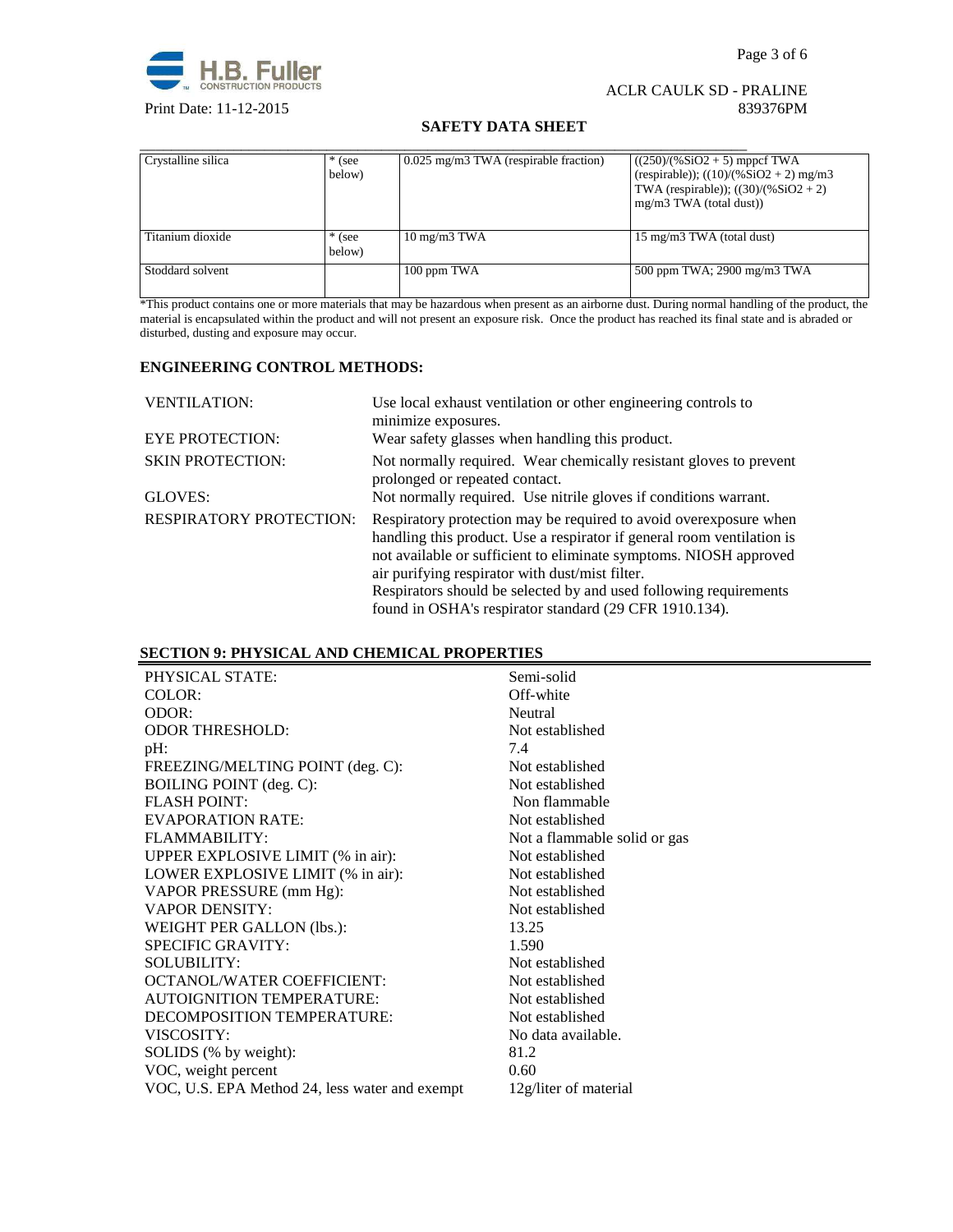| Crystalline silica | * (see below) | 0.025 mg/m3 TWA (respirable fraction) | ((250)/(%SiO2 + 5) mppcf TWA (respirable)); ((10)/(%SiO2 + 2) mg/m3 TWA (respirable)); ((30)/(%SiO2 + 2) mg/m3 TWA (total dust)) |
|---|---|---|---|
| Titanium dioxide | * (see below) | 10 mg/m3 TWA | 15 mg/m3 TWA (total dust) |
| Stoddard solvent | | 100 ppm TWA | 500 ppm TWA; 2900 mg/m3 TWA |

*This product contains one or more materials that may be hazardous when present as an airborne dust. During normal handling of the product, the material is encapsulated within the product and will not present an exposure risk. Once the product has reached its final state and is abraded or disturbed, dusting and exposure may occur.

**ENGINEERING CONTROL METHODS:**

| | |
|---|---|
| VENTILATION: | Use local exhaust ventilation or other engineering controls to minimize exposures. |
| EYE PROTECTION: | Wear safety glasses when handling this product. |
| SKIN PROTECTION: | Not normally required. Wear chemically resistant gloves to prevent prolonged or repeated contact. |
| GLOVES: | Not normally required. Use nitrile gloves if conditions warrant. |
| RESPIRATORY PROTECTION: | Respiratory protection may be required to avoid overexposure when handling this product. Use a respirator if general room ventilation is not available or sufficient to eliminate symptoms. NIOSH approved air purifying respirator with dust/mist filter. Respirators should be selected by and used following requirements found in OSHA's respirator standard (29 CFR 1910.134). |

## SECTION 9: PHYSICAL AND CHEMICAL PROPERTIES

| | |
|---|---|
| PHYSICAL STATE: | Semi-solid |
| COLOR: | Off-white |
| ODOR: | Neutral |
| ODOR THRESHOLD: | Not established |
| pH: | 7.4 |
| FREEZING/MELTING POINT (deg. C): | Not established |
| BOILING POINT (deg. C): | Not established |
| FLASH POINT: | Non flammable |
| EVAPORATION RATE: | Not established |
| FLAMMABILITY: | Not a flammable solid or gas |
| UPPER EXPLOSIVE LIMIT (% in air): | Not established |
| LOWER EXPLOSIVE LIMIT (% in air): | Not established |
| VAPOR PRESSURE (mm Hg): | Not established |
| VAPOR DENSITY: | Not established |
| WEIGHT PER GALLON (lbs.): | 13.25 |
| SPECIFIC GRAVITY: | 1.590 |
| SOLUBILITY: | Not established |
| OCTANOL/WATER COEFFICIENT: | Not established |
| AUTOIGNITION TEMPERATURE: | Not established |
| DECOMPOSITION TEMPERATURE: | Not established |
| VISCOSITY: | No data available. |
| SOLIDS (% by weight): | 81.2 |
| VOC, weight percent | 0.60 |
| VOC, U.S. EPA Method 24, less water and exempt | 12g/liter of material |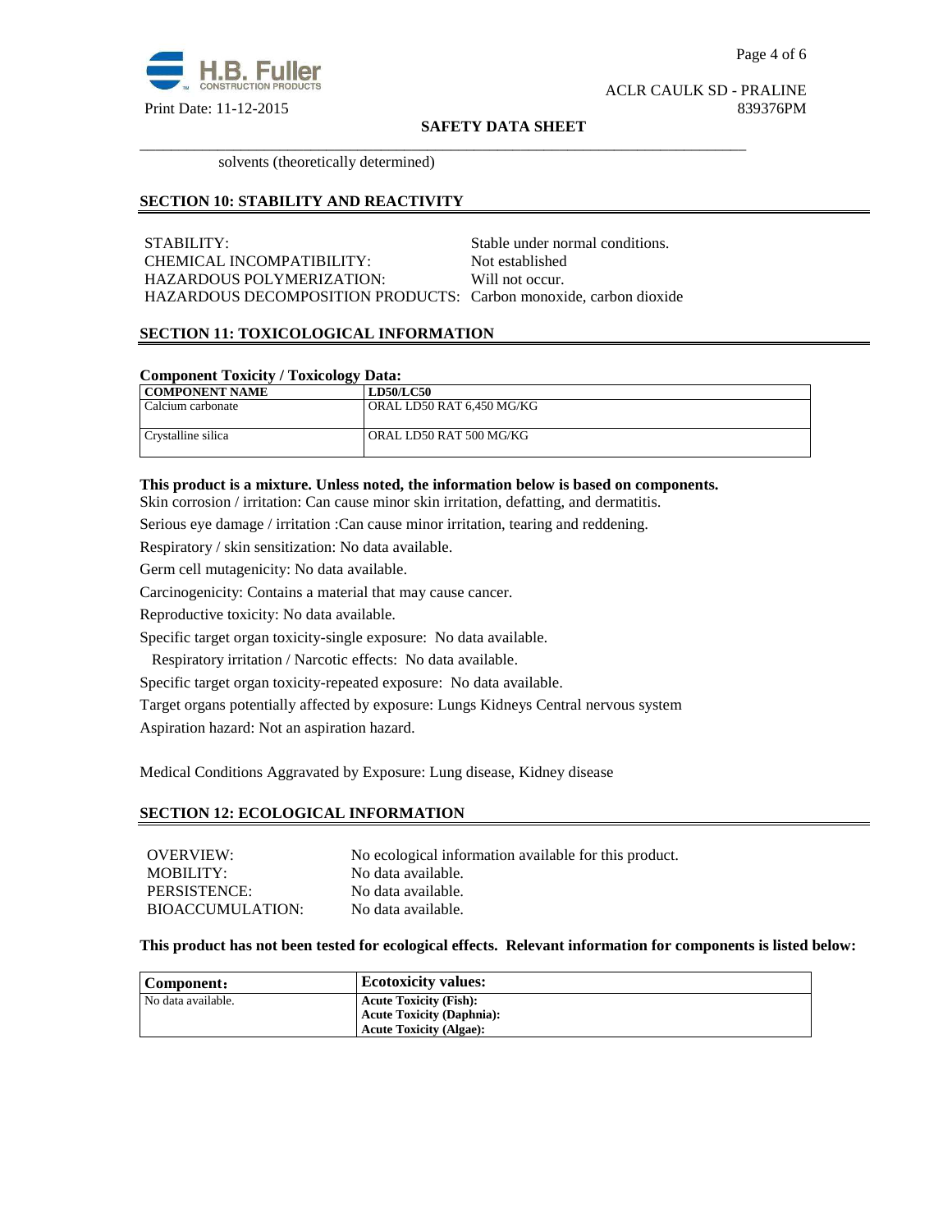solvents (theoretically determined)

## SECTION 10: STABILITY AND REACTIVITY

STABILITY: Stable under normal conditions.
CHEMICAL INCOMPATIBILITY: Not established
HAZARDOUS POLYMERIZATION: Will not occur.
HAZARDOUS DECOMPOSITION PRODUCTS: Carbon monoxide, carbon dioxide

## SECTION 11: TOXICOLOGICAL INFORMATION

**Component Toxicity / Toxicology Data:**

| COMPONENT NAME | LD50/LC50 |
|---|---|
| Calcium carbonate | ORAL LD50 RAT 6,450 MG/KG |
| Crystalline silica | ORAL LD50 RAT 500 MG/KG |

**This product is a mixture. Unless noted, the information below is based on components.**

Skin corrosion / irritation: Can cause minor skin irritation, defatting, and dermatitis.

Serious eye damage / irritation :Can cause minor irritation, tearing and reddening.

Respiratory / skin sensitization: No data available.

Germ cell mutagenicity: No data available.

Carcinogenicity: Contains a material that may cause cancer.

Reproductive toxicity: No data available.

Specific target organ toxicity-single exposure: No data available.

Respiratory irritation / Narcotic effects: No data available.

Specific target organ toxicity-repeated exposure: No data available.

Target organs potentially affected by exposure: Lungs Kidneys Central nervous system

Aspiration hazard: Not an aspiration hazard.

Medical Conditions Aggravated by Exposure: Lung disease, Kidney disease

## SECTION 12: ECOLOGICAL INFORMATION

OVERVIEW: No ecological information available for this product.
MOBILITY: No data available.
PERSISTENCE: No data available.
BIOACCUMULATION: No data available.

**This product has not been tested for ecological effects. Relevant information for components is listed below:**

| Component: | Ecotoxicity values: |
|---|---|
| No data available. | **Acute Toxicity (Fish):**<br>**Acute Toxicity (Daphnia):**<br>**Acute Toxicity (Algae):** |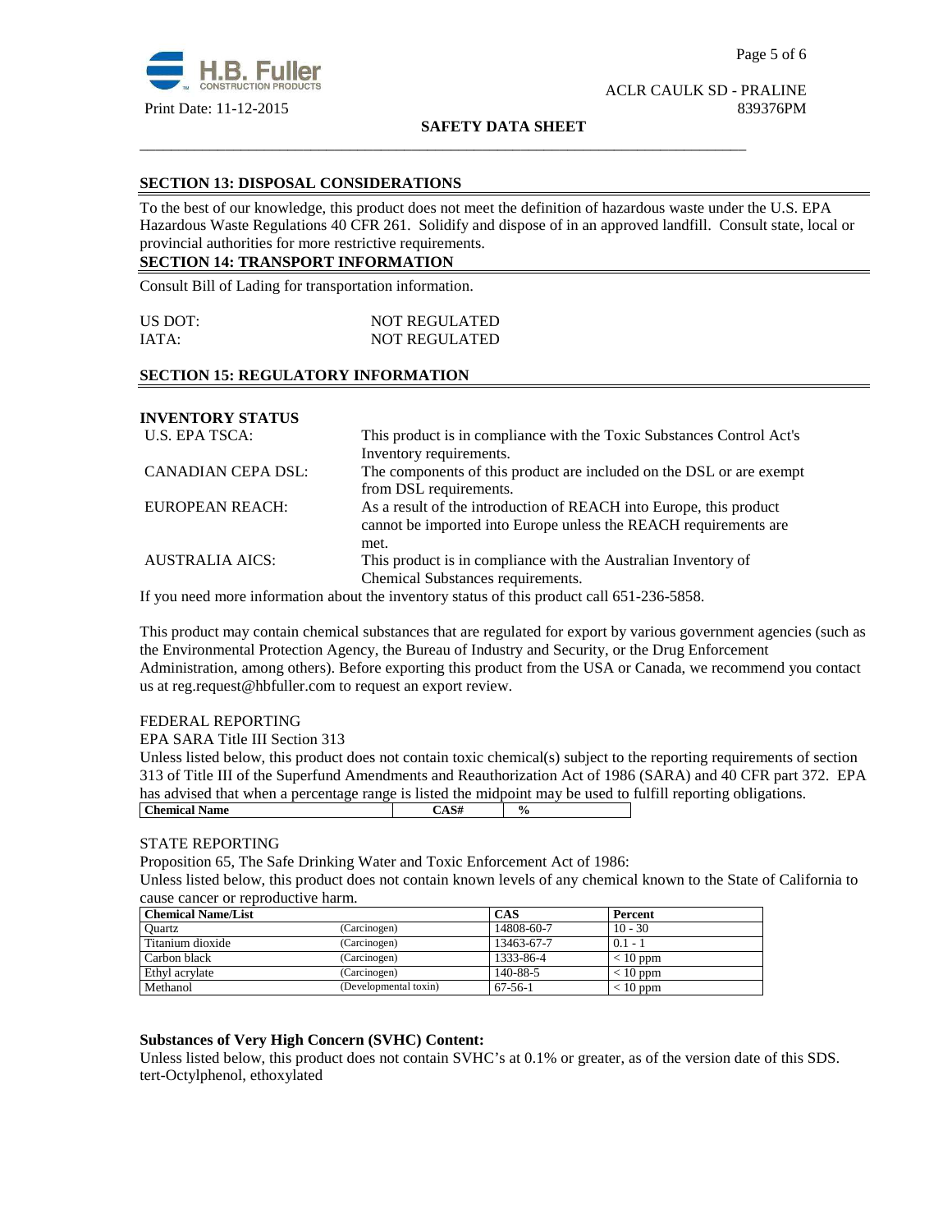## SECTION 13: DISPOSAL CONSIDERATIONS

To the best of our knowledge, this product does not meet the definition of hazardous waste under the U.S. EPA Hazardous Waste Regulations 40 CFR 261. Solidify and dispose of in an approved landfill. Consult state, local or provincial authorities for more restrictive requirements.

## SECTION 14: TRANSPORT INFORMATION

Consult Bill of Lading for transportation information.

| | |
|---|---|
| US DOT: | NOT REGULATED |
| IATA: | NOT REGULATED |

## SECTION 15: REGULATORY INFORMATION

**INVENTORY STATUS**

| | |
|---|---|
| U.S. EPA TSCA: | This product is in compliance with the Toxic Substances Control Act's Inventory requirements. |
| CANADIAN CEPA DSL: | The components of this product are included on the DSL or are exempt from DSL requirements. |
| EUROPEAN REACH: | As a result of the introduction of REACH into Europe, this product cannot be imported into Europe unless the REACH requirements are met. |
| AUSTRALIA AICS: | This product is in compliance with the Australian Inventory of Chemical Substances requirements. |

If you need more information about the inventory status of this product call 651-236-5858.

This product may contain chemical substances that are regulated for export by various government agencies (such as the Environmental Protection Agency, the Bureau of Industry and Security, or the Drug Enforcement Administration, among others). Before exporting this product from the USA or Canada, we recommend you contact us at reg.request@hbfuller.com to request an export review.

FEDERAL REPORTING

EPA SARA Title III Section 313

Unless listed below, this product does not contain toxic chemical(s) subject to the reporting requirements of section 313 of Title III of the Superfund Amendments and Reauthorization Act of 1986 (SARA) and 40 CFR part 372. EPA has advised that when a percentage range is listed the midpoint may be used to fulfill reporting obligations.

| Chemical Name | CAS# | % |
|---|---|---|

STATE REPORTING

Proposition 65, The Safe Drinking Water and Toxic Enforcement Act of 1986:

Unless listed below, this product does not contain known levels of any chemical known to the State of California to cause cancer or reproductive harm.

| Chemical Name/List | | CAS | Percent |
|---|---|---|---|
| Quartz | (Carcinogen) | 14808-60-7 | 10 - 30 |
| Titanium dioxide | (Carcinogen) | 13463-67-7 | 0.1 - 1 |
| Carbon black | (Carcinogen) | 1333-86-4 | < 10 ppm |
| Ethyl acrylate | (Carcinogen) | 140-88-5 | < 10 ppm |
| Methanol | (Developmental toxin) | 67-56-1 | < 10 ppm |

**Substances of Very High Concern (SVHC) Content:**

Unless listed below, this product does not contain SVHC's at 0.1% or greater, as of the version date of this SDS.
tert-Octylphenol, ethoxylated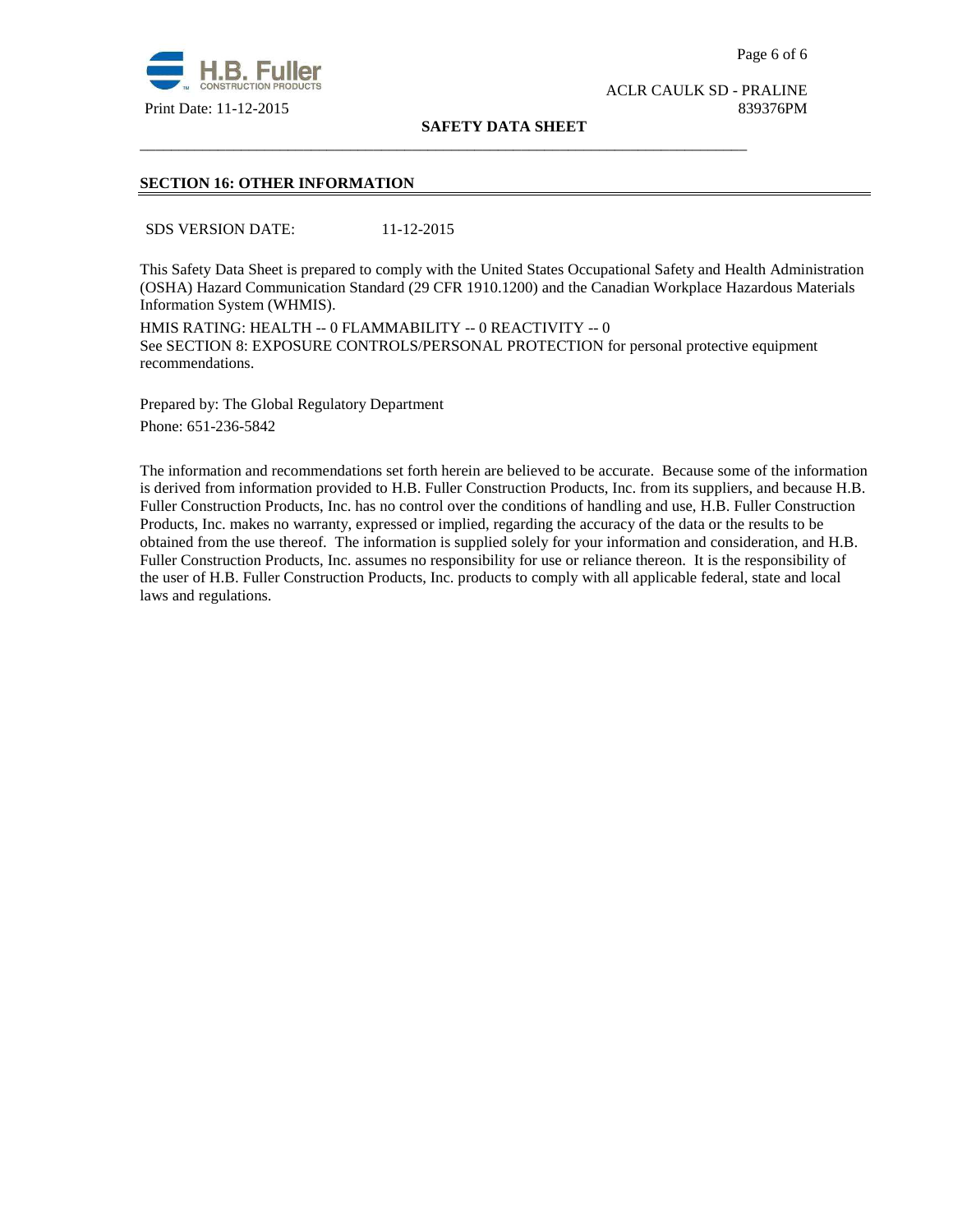## SECTION 16: OTHER INFORMATION

SDS VERSION DATE: 11-12-2015

This Safety Data Sheet is prepared to comply with the United States Occupational Safety and Health Administration (OSHA) Hazard Communication Standard (29 CFR 1910.1200) and the Canadian Workplace Hazardous Materials Information System (WHMIS).

HMIS RATING: HEALTH -- 0 FLAMMABILITY -- 0 REACTIVITY -- 0
See SECTION 8: EXPOSURE CONTROLS/PERSONAL PROTECTION for personal protective equipment recommendations.

Prepared by: The Global Regulatory Department
Phone: 651-236-5842

The information and recommendations set forth herein are believed to be accurate. Because some of the information is derived from information provided to H.B. Fuller Construction Products, Inc. from its suppliers, and because H.B. Fuller Construction Products, Inc. has no control over the conditions of handling and use, H.B. Fuller Construction Products, Inc. makes no warranty, expressed or implied, regarding the accuracy of the data or the results to be obtained from the use thereof. The information is supplied solely for your information and consideration, and H.B. Fuller Construction Products, Inc. assumes no responsibility for use or reliance thereon. It is the responsibility of the user of H.B. Fuller Construction Products, Inc. products to comply with all applicable federal, state and local laws and regulations.